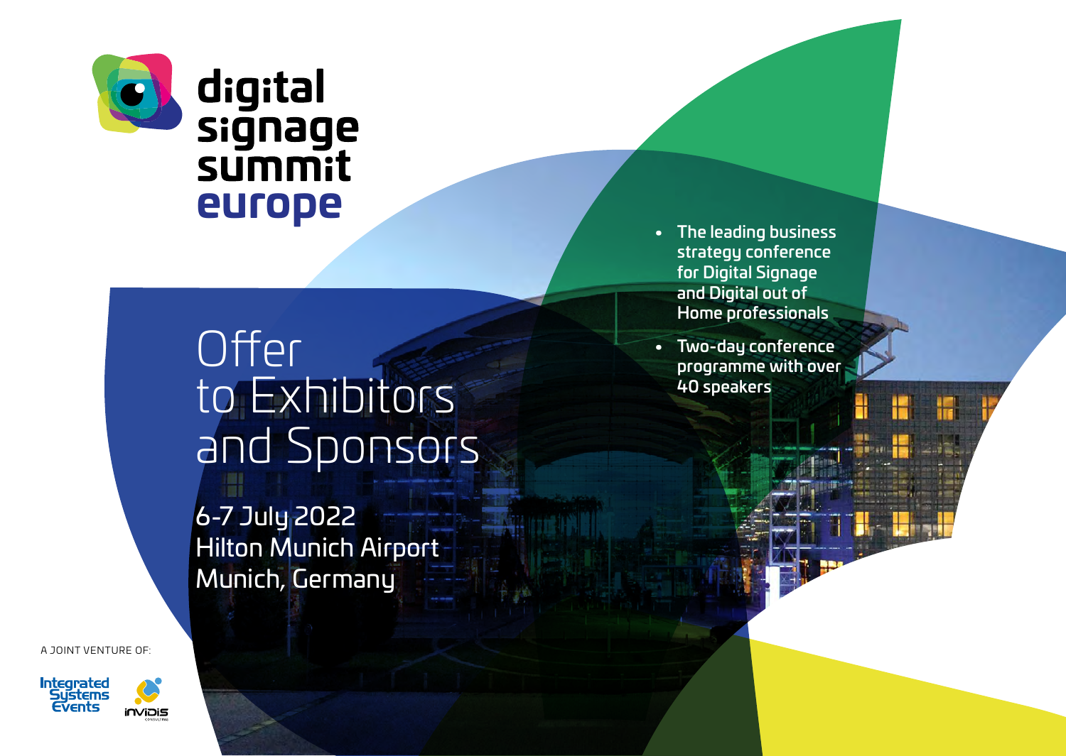# digital signage summit europe

- The leading business strategy conference for Digital Signage and Digital out of Home professionals
- Two-day conference programme with over 40 speakers

## Offer to Exhibitors and Sponsors

6-7 July 2022
Hilton Munich Airport
Munich, Germany

A JOINT VENTURE OF:

Integrated Systems Events

invidis consulting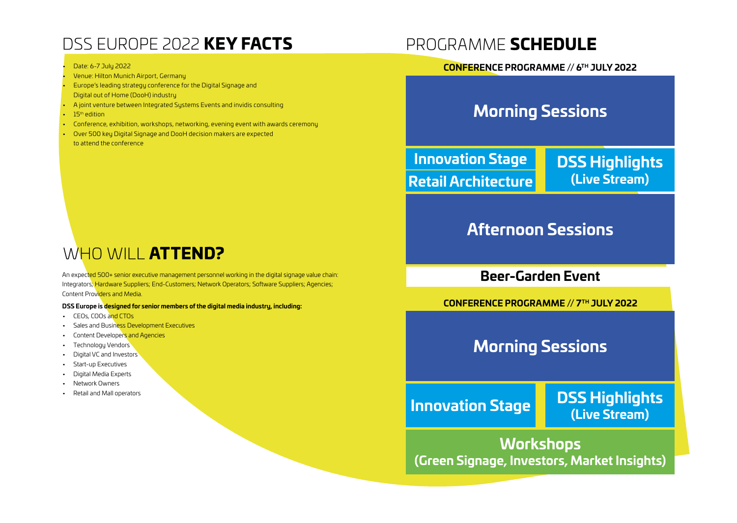# DSS EUROPE 2022 **KEY FACTS**

- Date: 6-7 July 2022
- Venue: Hilton Munich Airport, Germany
- Europe's leading strategy conference for the Digital Signage and Digital out of Home (DooH) industry
- A joint venture between Integrated Systems Events and invidis consulting
- 15th edition
- Conference, exhibition, workshops, networking, evening event with awards ceremony
- Over 500 key Digital Signage and DooH decision makers are expected to attend the conference

# WHO WILL **ATTEND?**

An expected 500+ senior executive management personnel working in the digital signage value chain: Integrators; Hardware Suppliers; End-Customers; Network Operators; Software Suppliers; Agencies; Content Providers and Media.

**DSS Europe is designed for senior members of the digital media industry, including:**

- CEOs, COOs and CTOs
- Sales and Business Development Executives
- Content Developers and Agencies
- Technology Vendors
- Digital VC and Investors
- Start-up Executives
- Digital Media Experts
- Network Owners
- Retail and Mall operators

# PROGRAMME **SCHEDULE**

**CONFERENCE PROGRAMME // 6TH JULY 2022**

**Morning Sessions**

**Innovation Stage**

**Retail Architecture**

**DSS Highlights (Live Stream)**

**Afternoon Sessions**

**Beer-Garden Event**

**CONFERENCE PROGRAMME // 7TH JULY 2022**

**Morning Sessions**

**Innovation Stage**

**DSS Highlights (Live Stream)**

**Workshops (Green Signage, Investors, Market Insights)**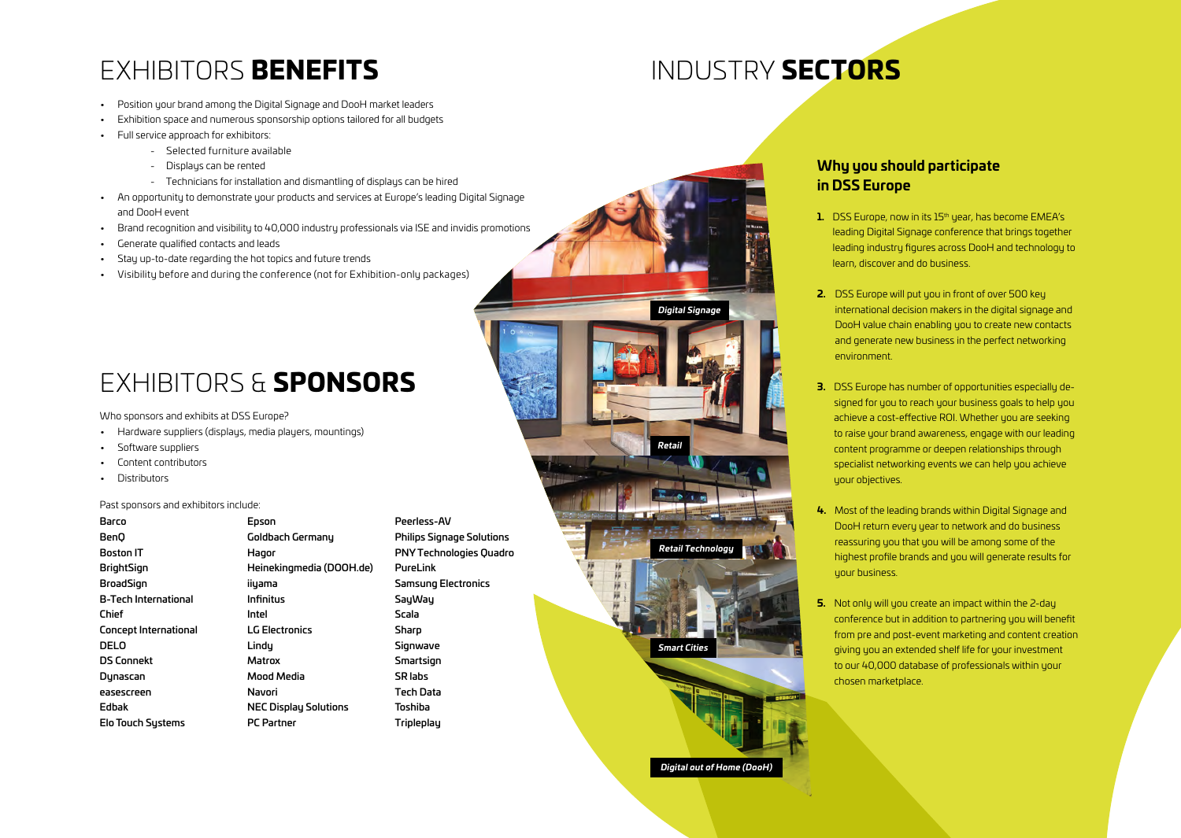# EXHIBITORS **BENEFITS**

- Position your brand among the Digital Signage and DooH market leaders
- Exhibition space and numerous sponsorship options tailored for all budgets
- Full service approach for exhibitors:
  - Selected furniture available
  - Displays can be rented
  - Technicians for installation and dismantling of displays can be hired
- An opportunity to demonstrate your products and services at Europe's leading Digital Signage and DooH event
- Brand recognition and visibility to 40,000 industry professionals via ISE and invidis promotions
- Generate qualified contacts and leads
- Stay up-to-date regarding the hot topics and future trends
- Visibility before and during the conference (not for Exhibition-only packages)

# EXHIBITORS & **SPONSORS**

Who sponsors and exhibits at DSS Europe?

- Hardware suppliers (displays, media players, mountings)
- Software suppliers
- Content contributors
- Distributors

Past sponsors and exhibitors include:

**Barco**
**BenQ**
**Boston IT**
**BrightSign**
**BroadSign**
**B-Tech International**
**Chief**
**Concept International**
**DELO**
**DS Connekt**
**Dynascan**
**easescreen**
**Edbak**
**Elo Touch Systems**
**Epson**
**Goldbach Germany**
**Hagor**
**Heinekingmedia (DOOH.de)**
**iiyama**
**Infinitus**
**Intel**
**LG Electronics**
**Lindy**
**Matrox**
**Mood Media**
**Navori**
**NEC Display Solutions**
**PC Partner**
**Peerless-AV**
**Philips Signage Solutions**
**PNY Technologies Quadro**
**PureLink**
**Samsung Electronics**
**SayWay**
**Scala**
**Sharp**
**Signwave**
**Smartsign**
**SR labs**
**Tech Data**
**Toshiba**
**Tripleplay**

# INDUSTRY **SECTORS**

*Digital Signage*

*Retail*

*Retail Technology*

*Smart Cities*

*Digital out of Home (DooH)*

## Why you should participate in DSS Europe

1. DSS Europe, now in its 15th year, has become EMEA's leading Digital Signage conference that brings together leading industry figures across DooH and technology to learn, discover and do business.
2. DSS Europe will put you in front of over 500 key international decision makers in the digital signage and DooH value chain enabling you to create new contacts and generate new business in the perfect networking environment.
3. DSS Europe has number of opportunities especially designed for you to reach your business goals to help you achieve a cost-effective ROI. Whether you are seeking to raise your brand awareness, engage with our leading content programme or deepen relationships through specialist networking events we can help you achieve your objectives.
4. Most of the leading brands within Digital Signage and DooH return every year to network and do business reassuring you that you will be among some of the highest profile brands and you will generate results for your business.
5. Not only will you create an impact within the 2-day conference but in addition to partnering you will benefit from pre and post-event marketing and content creation giving you an extended shelf life for your investment to our 40,000 database of professionals within your chosen marketplace.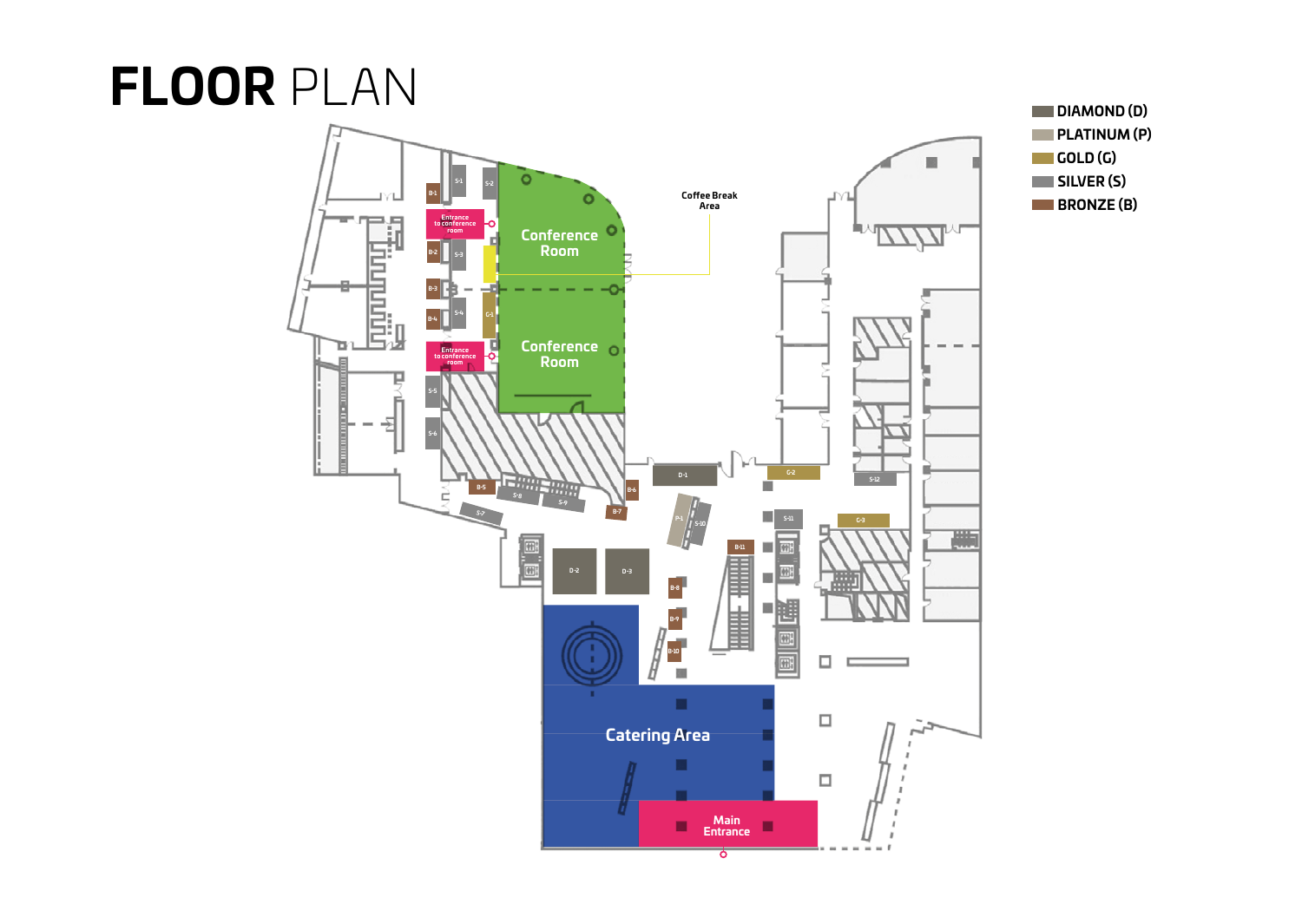# FLOOR PLAN

- DIAMOND (D)
- PLATINUM (P)
- GOLD (G)
- SILVER (S)
- BRONZE (B)

Coffee Break Area

Conference Room

Conference Room

Entrance to conference room

Entrance to conference room

Catering Area

Main Entrance

B-1, S-1, S-2, B-2, S-3, B-3, S-4, G-1, B-4, S-5, S-6, B-5, S-8, S-9, B-6, S-7, B-7, D-1, P-1, S-10, G-2, S-11, S-12, G-3, B-11, D-2, D-3, B-8, B-9, B-10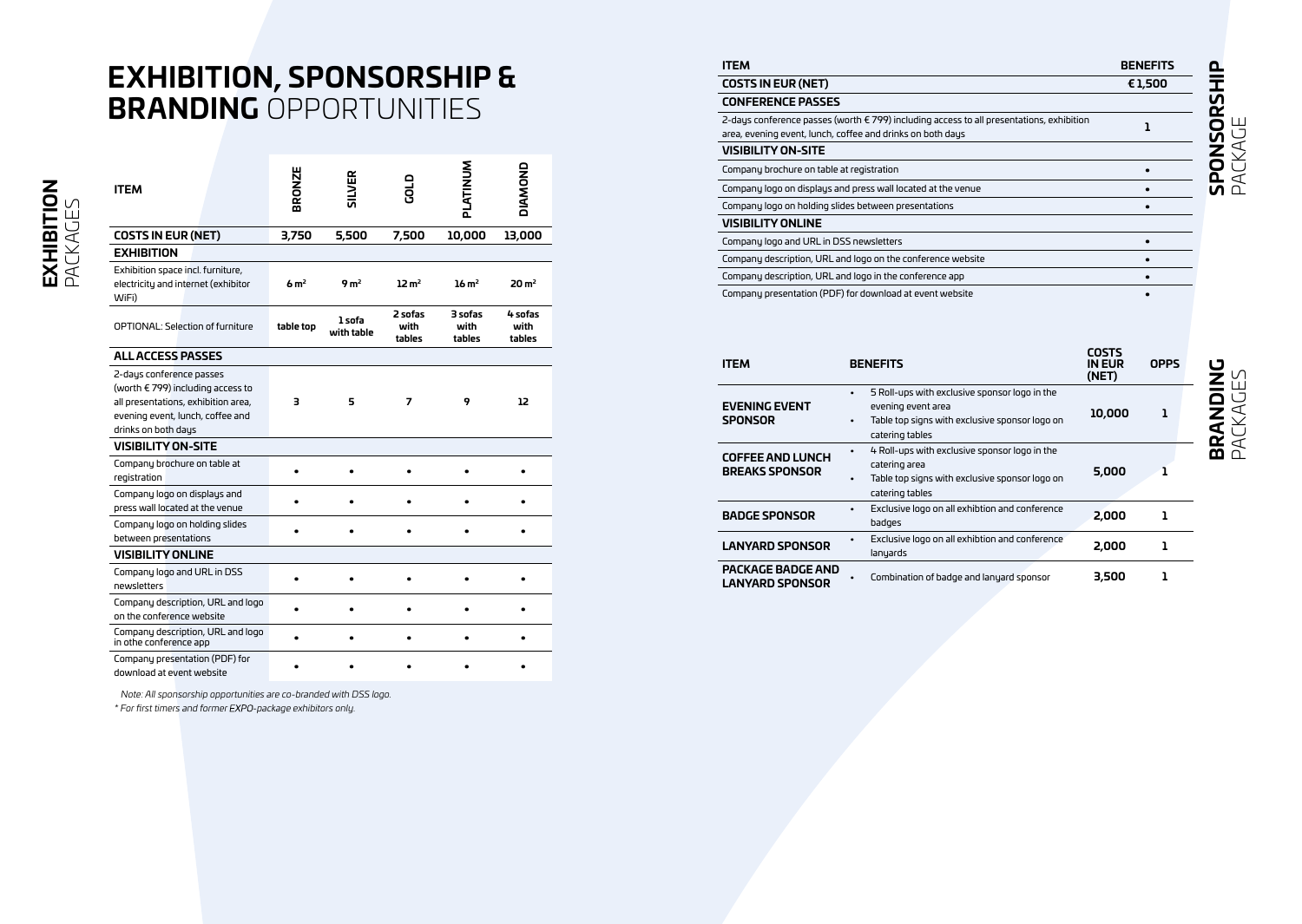# EXHIBITION, SPONSORSHIP & BRANDING OPPORTUNITIES

## EXHIBITION PACKAGES

| ITEM | BRONZE | SILVER | GOLD | PLATINUM | DIAMOND |
|---|---|---|---|---|---|
| **COSTS IN EUR (NET)** | **3,750** | **5,500** | **7,500** | **10,000** | **13,000** |
| **EXHIBITION** | | | | | |
| Exhibition space incl. furniture, electricity and internet (exhibitor WiFi) | 6 m² | 9 m² | 12 m² | 16 m² | 20 m² |
| OPTIONAL: Selection of furniture | table top | 1 sofa with table | 2 sofas with tables | 3 sofas with tables | 4 sofas with tables |
| **ALL ACCESS PASSES** | | | | | |
| 2-days conference passes (worth € 799) including access to all presentations, exhibition area, evening event, lunch, coffee and drinks on both days | 3 | 5 | 7 | 9 | 12 |
| **VISIBILITY ON-SITE** | | | | | |
| Company brochure on table at registration | • | • | • | • | • |
| Company logo on displays and press wall located at the venue | • | • | • | • | • |
| Company logo on holding slides between presentations | • | • | • | • | • |
| **VISIBILITY ONLINE** | | | | | |
| Company logo and URL in DSS newsletters | • | • | • | • | • |
| Company description, URL and logo on the conference website | • | • | • | • | • |
| Company description, URL and logo in othe conference app | • | • | • | • | • |
| Company presentation (PDF) for download at event website | • | • | • | • | • |

*Note: All sponsorship opportunities are co-branded with DSS logo.*

*\* For first timers and former EXPO-package exhibitors only.*

## SPONSORSHIP PACKAGE

| ITEM | BENEFITS |
|---|---|
| **COSTS IN EUR (NET)** | **€ 1,500** |
| **CONFERENCE PASSES** | |
| 2-days conference passes (worth € 799) including access to all presentations, exhibition area, evening event, lunch, coffee and drinks on both days | 1 |
| **VISIBILITY ON-SITE** | |
| Company brochure on table at registration | • |
| Company logo on displays and press wall located at the venue | • |
| Company logo on holding slides between presentations | • |
| **VISIBILITY ONLINE** | |
| Company logo and URL in DSS newsletters | • |
| Company description, URL and logo on the conference website | • |
| Company description, URL and logo in the conference app | • |
| Company presentation (PDF) for download at event website | • |

## BRANDING PACKAGES

| ITEM | BENEFITS | COSTS IN EUR (NET) | OPPS |
|---|---|---|---|
| **EVENING EVENT SPONSOR** | • 5 Roll-ups with exclusive sponsor logo in the evening event area<br>• Table top signs with exclusive sponsor logo on catering tables | **10,000** | **1** |
| **COFFEE AND LUNCH BREAKS SPONSOR** | • 4 Roll-ups with exclusive sponsor logo in the catering area<br>• Table top signs with exclusive sponsor logo on catering tables | **5,000** | **1** |
| **BADGE SPONSOR** | • Exclusive logo on all exhibtion and conference badges | **2,000** | **1** |
| **LANYARD SPONSOR** | • Exclusive logo on all exhibtion and conference lanyards | **2,000** | **1** |
| **PACKAGE BADGE AND LANYARD SPONSOR** | • Combination of badge and lanyard sponsor | **3,500** | **1** |